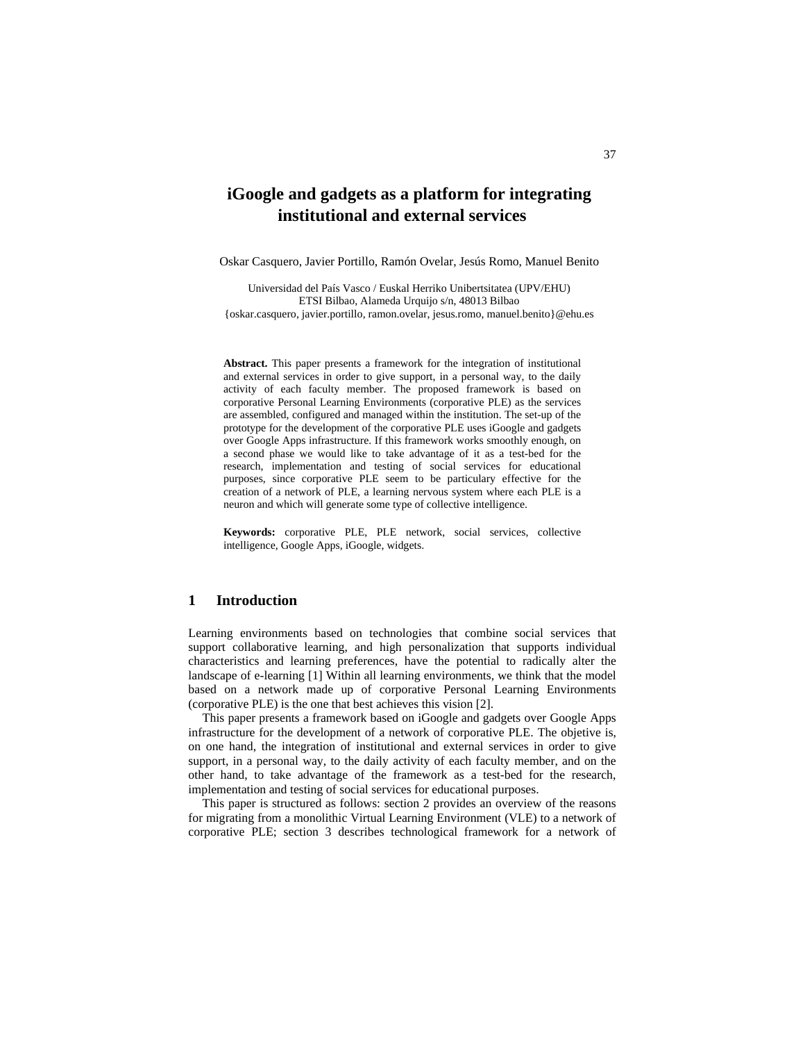# iGoogle and gadgets as a platform for integrating institutional and external services

Oskar Casquero, Javier Portillo, Ramón Ovelar, Jesús Romo, Manuel Benito

Universidad del País Vasco / Euskal Herriko Unibertsitatea (UPV/EHU)
ETSI Bilbao, Alameda Urquijo s/n, 48013 Bilbao
{oskar.casquero, javier.portillo, ramon.ovelar, jesus.romo, manuel.benito}@ehu.es

**Abstract.** This paper presents a framework for the integration of institutional and external services in order to give support, in a personal way, to the daily activity of each faculty member. The proposed framework is based on corporative Personal Learning Environments (corporative PLE) as the services are assembled, configured and managed within the institution. The set-up of the prototype for the development of the corporative PLE uses iGoogle and gadgets over Google Apps infrastructure. If this framework works smoothly enough, on a second phase we would like to take advantage of it as a test-bed for the research, implementation and testing of social services for educational purposes, since corporative PLE seem to be particulary effective for the creation of a network of PLE, a learning nervous system where each PLE is a neuron and which will generate some type of collective intelligence.

**Keywords:** corporative PLE, PLE network, social services, collective intelligence, Google Apps, iGoogle, widgets.

## 1 Introduction

Learning environments based on technologies that combine social services that support collaborative learning, and high personalization that supports individual characteristics and learning preferences, have the potential to radically alter the landscape of e-learning [1] Within all learning environments, we think that the model based on a network made up of corporative Personal Learning Environments (corporative PLE) is the one that best achieves this vision [2].

This paper presents a framework based on iGoogle and gadgets over Google Apps infrastructure for the development of a network of corporative PLE. The objetive is, on one hand, the integration of institutional and external services in order to give support, in a personal way, to the daily activity of each faculty member, and on the other hand, to take advantage of the framework as a test-bed for the research, implementation and testing of social services for educational purposes.

This paper is structured as follows: section 2 provides an overview of the reasons for migrating from a monolithic Virtual Learning Environment (VLE) to a network of corporative PLE; section 3 describes technological framework for a network of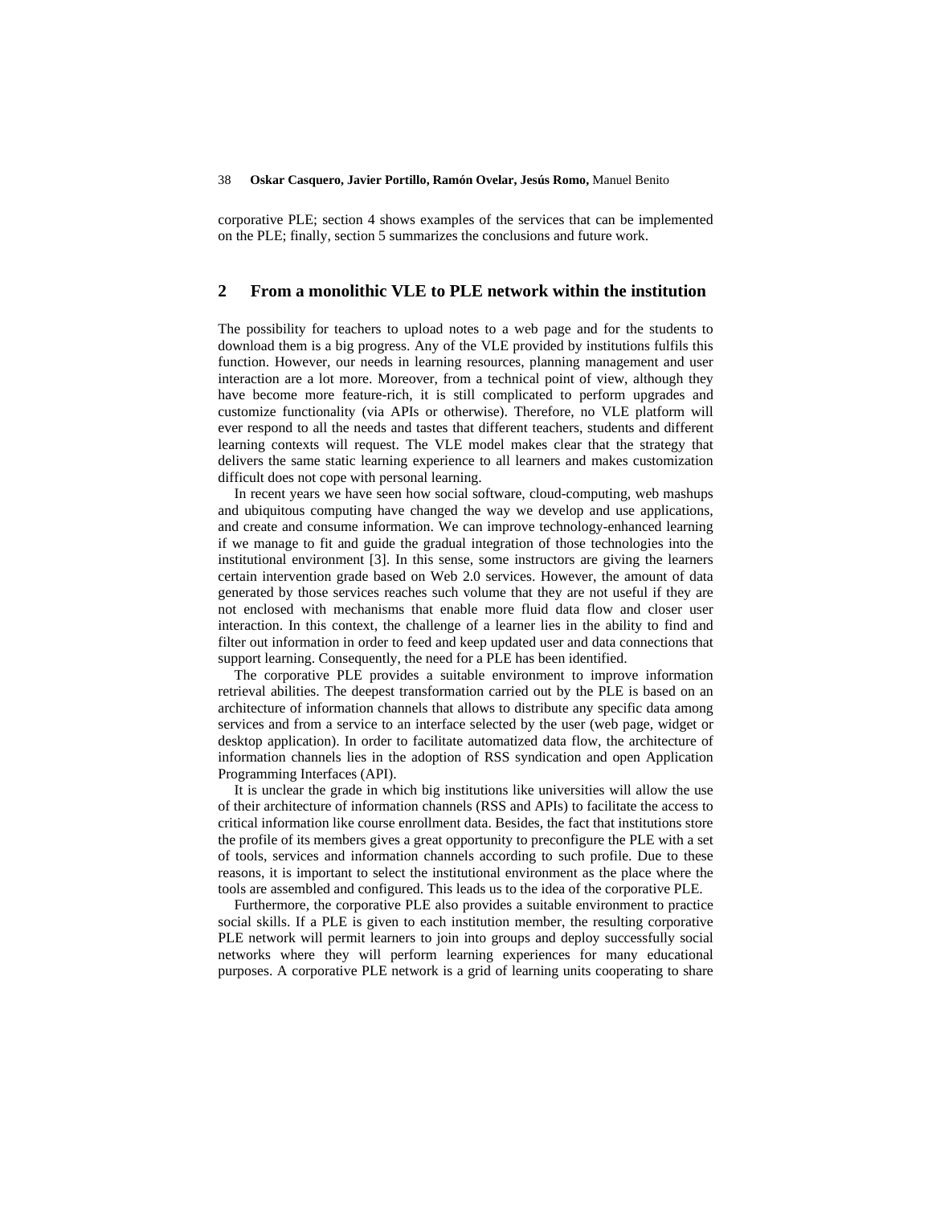corporative PLE; section 4 shows examples of the services that can be implemented on the PLE; finally, section 5 summarizes the conclusions and future work.

## 2 From a monolithic VLE to PLE network within the institution

The possibility for teachers to upload notes to a web page and for the students to download them is a big progress. Any of the VLE provided by institutions fulfils this function. However, our needs in learning resources, planning management and user interaction are a lot more. Moreover, from a technical point of view, although they have become more feature-rich, it is still complicated to perform upgrades and customize functionality (via APIs or otherwise). Therefore, no VLE platform will ever respond to all the needs and tastes that different teachers, students and different learning contexts will request. The VLE model makes clear that the strategy that delivers the same static learning experience to all learners and makes customization difficult does not cope with personal learning.

In recent years we have seen how social software, cloud-computing, web mashups and ubiquitous computing have changed the way we develop and use applications, and create and consume information. We can improve technology-enhanced learning if we manage to fit and guide the gradual integration of those technologies into the institutional environment [3]. In this sense, some instructors are giving the learners certain intervention grade based on Web 2.0 services. However, the amount of data generated by those services reaches such volume that they are not useful if they are not enclosed with mechanisms that enable more fluid data flow and closer user interaction. In this context, the challenge of a learner lies in the ability to find and filter out information in order to feed and keep updated user and data connections that support learning. Consequently, the need for a PLE has been identified.

The corporative PLE provides a suitable environment to improve information retrieval abilities. The deepest transformation carried out by the PLE is based on an architecture of information channels that allows to distribute any specific data among services and from a service to an interface selected by the user (web page, widget or desktop application). In order to facilitate automatized data flow, the architecture of information channels lies in the adoption of RSS syndication and open Application Programming Interfaces (API).

It is unclear the grade in which big institutions like universities will allow the use of their architecture of information channels (RSS and APIs) to facilitate the access to critical information like course enrollment data. Besides, the fact that institutions store the profile of its members gives a great opportunity to preconfigure the PLE with a set of tools, services and information channels according to such profile. Due to these reasons, it is important to select the institutional environment as the place where the tools are assembled and configured. This leads us to the idea of the corporative PLE.

Furthermore, the corporative PLE also provides a suitable environment to practice social skills. If a PLE is given to each institution member, the resulting corporative PLE network will permit learners to join into groups and deploy successfully social networks where they will perform learning experiences for many educational purposes. A corporative PLE network is a grid of learning units cooperating to share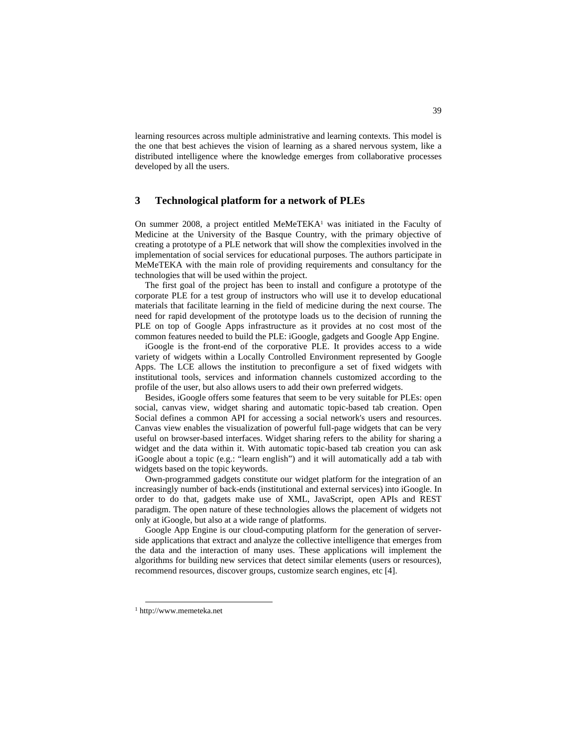learning resources across multiple administrative and learning contexts. This model is the one that best achieves the vision of learning as a shared nervous system, like a distributed intelligence where the knowledge emerges from collaborative processes developed by all the users.

## 3 Technological platform for a network of PLEs

On summer 2008, a project entitled MeMeTEKA[1] was initiated in the Faculty of Medicine at the University of the Basque Country, with the primary objective of creating a prototype of a PLE network that will show the complexities involved in the implementation of social services for educational purposes. The authors participate in MeMeTEKA with the main role of providing requirements and consultancy for the technologies that will be used within the project.

The first goal of the project has been to install and configure a prototype of the corporate PLE for a test group of instructors who will use it to develop educational materials that facilitate learning in the field of medicine during the next course. The need for rapid development of the prototype loads us to the decision of running the PLE on top of Google Apps infrastructure as it provides at no cost most of the common features needed to build the PLE: iGoogle, gadgets and Google App Engine.

iGoogle is the front-end of the corporative PLE. It provides access to a wide variety of widgets within a Locally Controlled Environment represented by Google Apps. The LCE allows the institution to preconfigure a set of fixed widgets with institutional tools, services and information channels customized according to the profile of the user, but also allows users to add their own preferred widgets.

Besides, iGoogle offers some features that seem to be very suitable for PLEs: open social, canvas view, widget sharing and automatic topic-based tab creation. Open Social defines a common API for accessing a social network's users and resources. Canvas view enables the visualization of powerful full-page widgets that can be very useful on browser-based interfaces. Widget sharing refers to the ability for sharing a widget and the data within it. With automatic topic-based tab creation you can ask iGoogle about a topic (e.g.: "learn english") and it will automatically add a tab with widgets based on the topic keywords.

Own-programmed gadgets constitute our widget platform for the integration of an increasingly number of back-ends (institutional and external services) into iGoogle. In order to do that, gadgets make use of XML, JavaScript, open APIs and REST paradigm. The open nature of these technologies allows the placement of widgets not only at iGoogle, but also at a wide range of platforms.

Google App Engine is our cloud-computing platform for the generation of server-side applications that extract and analyze the collective intelligence that emerges from the data and the interaction of many uses. These applications will implement the algorithms for building new services that detect similar elements (users or resources), recommend resources, discover groups, customize search engines, etc [4].

---

[1] http://www.memeteka.net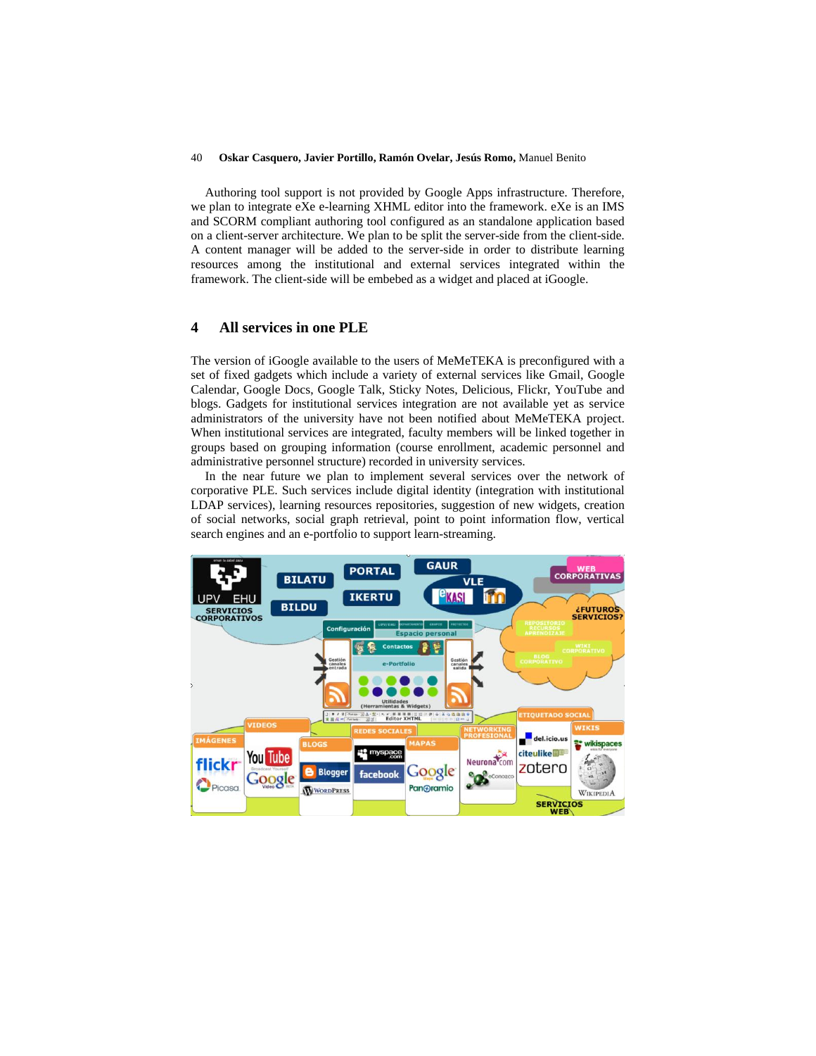Authoring tool support is not provided by Google Apps infrastructure. Therefore, we plan to integrate eXe e-learning XHML editor into the framework. eXe is an IMS and SCORM compliant authoring tool configured as an standalone application based on a client-server architecture. We plan to be split the server-side from the client-side. A content manager will be added to the server-side in order to distribute learning resources among the institutional and external services integrated within the framework. The client-side will be embebed as a widget and placed at iGoogle.

## 4 All services in one PLE

The version of iGoogle available to the users of MeMeTEKA is preconfigured with a set of fixed gadgets which include a variety of external services like Gmail, Google Calendar, Google Docs, Google Talk, Sticky Notes, Delicious, Flickr, YouTube and blogs. Gadgets for institutional services integration are not available yet as service administrators of the university have not been notified about MeMeTEKA project. When institutional services are integrated, faculty members will be linked together in groups based on grouping information (course enrollment, academic personnel and administrative personnel structure) recorded in university services.

In the near future we plan to implement several services over the network of corporative PLE. Such services include digital identity (integration with institutional LDAP services), learning resources repositories, suggestion of new widgets, creation of social networks, social graph retrieval, point to point information flow, vertical search engines and an e-portfolio to support learn-streaming.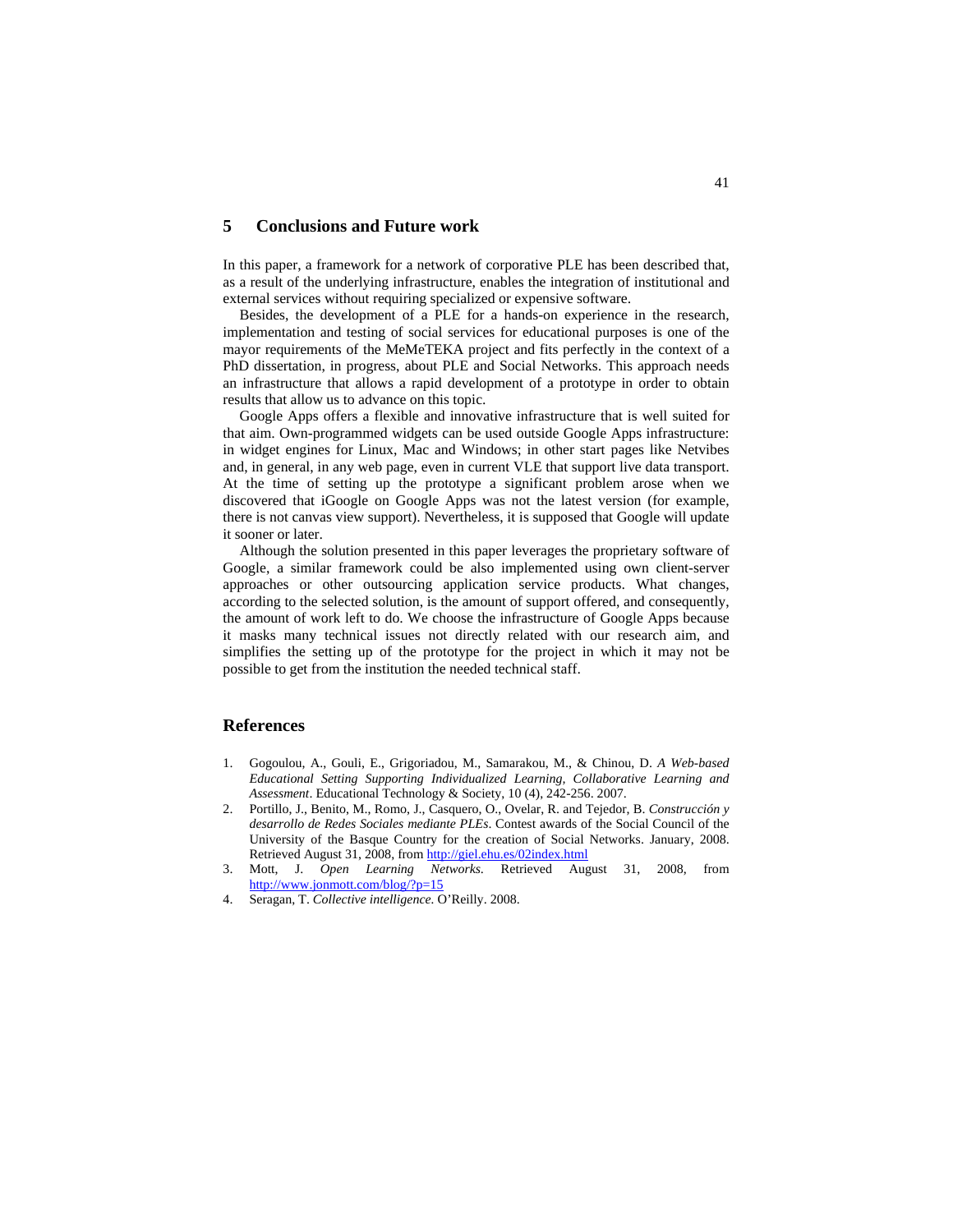## 5 Conclusions and Future work

In this paper, a framework for a network of corporative PLE has been described that, as a result of the underlying infrastructure, enables the integration of institutional and external services without requiring specialized or expensive software.

Besides, the development of a PLE for a hands-on experience in the research, implementation and testing of social services for educational purposes is one of the mayor requirements of the MeMeTEKA project and fits perfectly in the context of a PhD dissertation, in progress, about PLE and Social Networks. This approach needs an infrastructure that allows a rapid development of a prototype in order to obtain results that allow us to advance on this topic.

Google Apps offers a flexible and innovative infrastructure that is well suited for that aim. Own-programmed widgets can be used outside Google Apps infrastructure: in widget engines for Linux, Mac and Windows; in other start pages like Netvibes and, in general, in any web page, even in current VLE that support live data transport. At the time of setting up the prototype a significant problem arose when we discovered that iGoogle on Google Apps was not the latest version (for example, there is not canvas view support). Nevertheless, it is supposed that Google will update it sooner or later.

Although the solution presented in this paper leverages the proprietary software of Google, a similar framework could be also implemented using own client-server approaches or other outsourcing application service products. What changes, according to the selected solution, is the amount of support offered, and consequently, the amount of work left to do. We choose the infrastructure of Google Apps because it masks many technical issues not directly related with our research aim, and simplifies the setting up of the prototype for the project in which it may not be possible to get from the institution the needed technical staff.

## References

1. Gogoulou, A., Gouli, E., Grigoriadou, M., Samarakou, M., & Chinou, D. *A Web-based Educational Setting Supporting Individualized Learning, Collaborative Learning and Assessment*. Educational Technology & Society, 10 (4), 242-256. 2007.
2. Portillo, J., Benito, M., Romo, J., Casquero, O., Ovelar, R. and Tejedor, B. *Construcción y desarrollo de Redes Sociales mediante PLEs*. Contest awards of the Social Council of the University of the Basque Country for the creation of Social Networks. January, 2008. Retrieved August 31, 2008, from http://giel.ehu.es/02index.html
3. Mott, J. *Open Learning Networks.* Retrieved August 31, 2008, from http://www.jonmott.com/blog/?p=15
4. Seragan, T. *Collective intelligence.* O'Reilly. 2008.